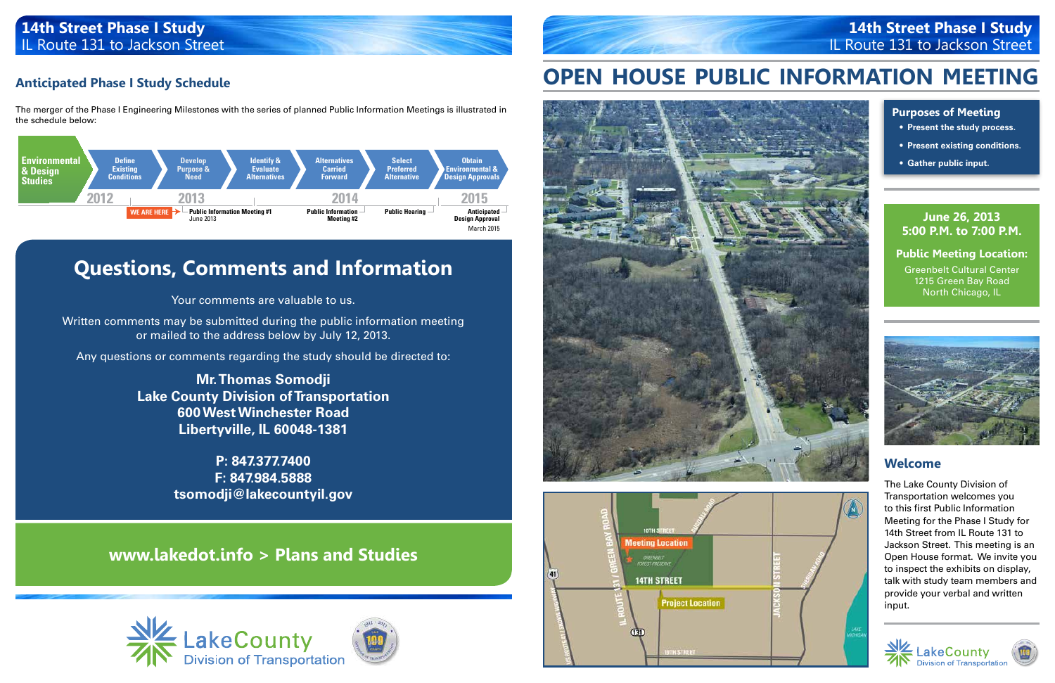# 14th Street Phase I Study
IL Route 131 to Jackson Street

## Anticipated Phase I Study Schedule

The merger of the Phase I Engineering Milestones with the series of planned Public Information Meetings is illustrated in the schedule below:

**Environmental & Design Studies**

Define Existing Conditions → Develop Purpose & Need → Identify & Evaluate Alternatives → Alternatives Carried Forward → Select Preferred Alternative → Obtain Environmental & Design Approvals

| 2012 | 2013 | 2014 | 2015 |
|---|---|---|---|
| WE ARE HERE | Public Information Meeting #1, June 2013 | Public Information Meeting #2; Public Hearing | Anticipated Design Approval, March 2015 |

## Questions, Comments and Information

Your comments are valuable to us.

Written comments may be submitted during the public information meeting or mailed to the address below by July 12, 2013.

Any questions or comments regarding the study should be directed to:

**Mr. Thomas Somodji**
**Lake County Division of Transportation**
**600 West Winchester Road**
**Libertyville, IL 60048-1381**

**P: 847.377.7400**
**F: 847.984.5888**
**tsomodji@lakecountyil.gov**

## www.lakedot.info > Plans and Studies

LakeCounty Division of Transportation

# OPEN HOUSE PUBLIC INFORMATION MEETING

### Purposes of Meeting

- Present the study process.
- Present existing conditions.
- Gather public input.

**June 26, 2013**
**5:00 P.M. to 7:00 P.M.**

**Public Meeting Location:**
Greenbelt Cultural Center
1215 Green Bay Road
North Chicago, IL

Map labels: IL Route 131 / Green Bay Road; 10th Street; Meeting Location; Greenbelt Forest Preserve; 14th Street; Project Location; Jackson Street; Sheridan Road; 19th Street; US Route 41 / Skokie Highway; Lake Michigan

## Welcome

The Lake County Division of Transportation welcomes you to this first Public Information Meeting for the Phase I Study for 14th Street from IL Route 131 to Jackson Street. This meeting is an Open House format. We invite you to inspect the exhibits on display, talk with study team members and provide your verbal and written input.

LakeCounty Division of Transportation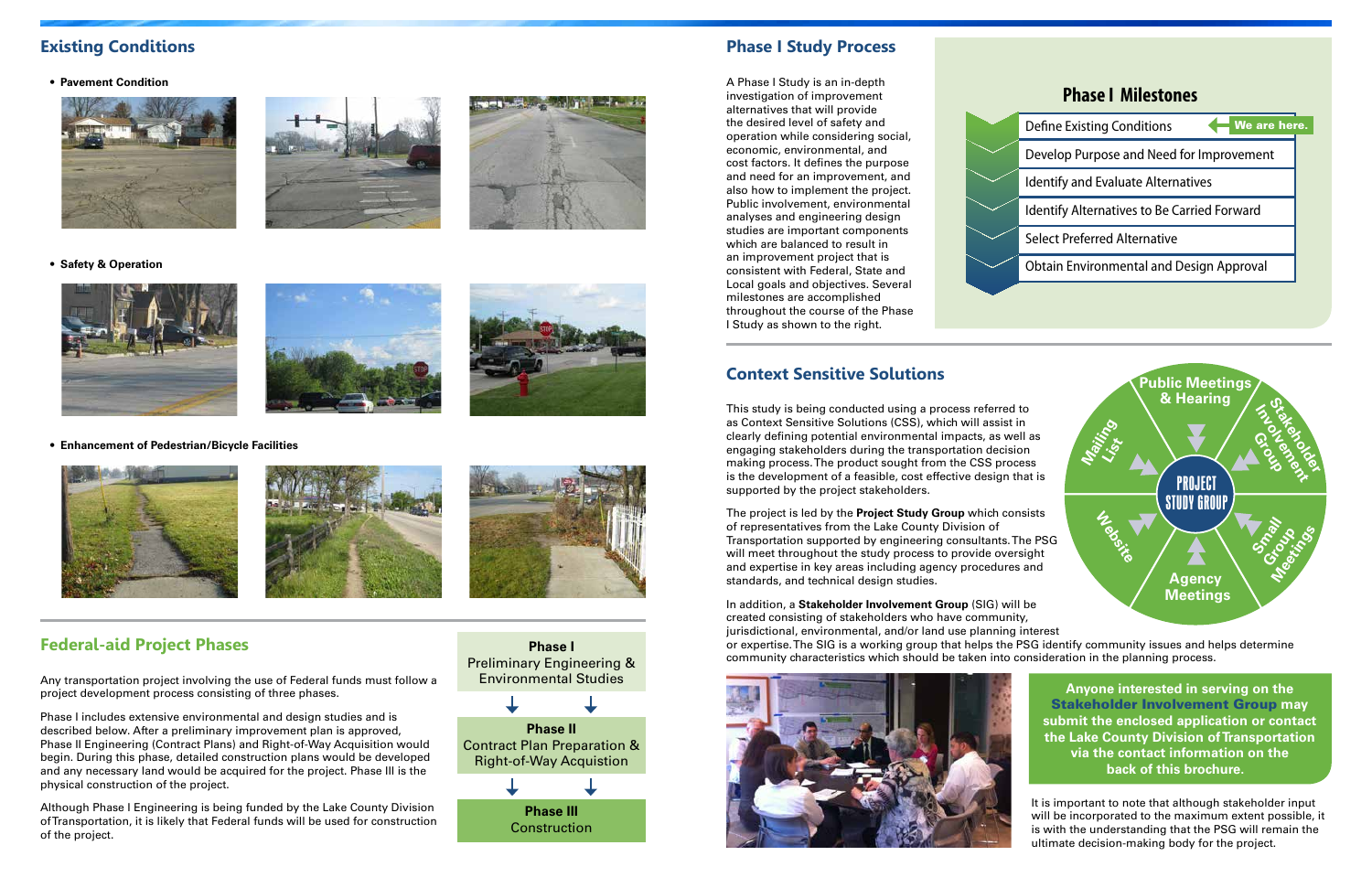## Existing Conditions

- **Pavement Condition**

- **Safety & Operation**

- **Enhancement of Pedestrian/Bicycle Facilities**

## Federal-aid Project Phases

Any transportation project involving the use of Federal funds must follow a project development process consisting of three phases.

Phase I includes extensive environmental and design studies and is described below. After a preliminary improvement plan is approved, Phase II Engineering (Contract Plans) and Right-of-Way Acquisition would begin. During this phase, detailed construction plans would be developed and any necessary land would be acquired for the project. Phase III is the physical construction of the project.

Although Phase I Engineering is being funded by the Lake County Division of Transportation, it is likely that Federal funds will be used for construction of the project.

**Phase I**
Preliminary Engineering & Environmental Studies

**Phase II**
Contract Plan Preparation & Right-of-Way Acquistion

**Phase III**
Construction

## Phase I Study Process

A Phase I Study is an in-depth investigation of improvement alternatives that will provide the desired level of safety and operation while considering social, economic, environmental, and cost factors. It defines the purpose and need for an improvement, and also how to implement the project. Public involvement, environmental analyses and engineering design studies are important components which are balanced to result in an improvement project that is consistent with Federal, State and Local goals and objectives. Several milestones are accomplished throughout the course of the Phase I Study as shown to the right.

### Phase I Milestones

- Define Existing Conditions — We are here.
- Develop Purpose and Need for Improvement
- Identify and Evaluate Alternatives
- Identify Alternatives to Be Carried Forward
- Select Preferred Alternative
- Obtain Environmental and Design Approval

## Context Sensitive Solutions

This study is being conducted using a process referred to as Context Sensitive Solutions (CSS), which will assist in clearly defining potential environmental impacts, as well as engaging stakeholders during the transportation decision making process. The product sought from the CSS process is the development of a feasible, cost effective design that is supported by the project stakeholders.

The project is led by the **Project Study Group** which consists of representatives from the Lake County Division of Transportation supported by engineering consultants. The PSG will meet throughout the study process to provide oversight and expertise in key areas including agency procedures and standards, and technical design studies.

In addition, a **Stakeholder Involvement Group** (SIG) will be created consisting of stakeholders who have community, jurisdictional, environmental, and/or land use planning interest or expertise. The SIG is a working group that helps the PSG identify community issues and helps determine community characteristics which should be taken into consideration in the planning process.

PROJECT STUDY GROUP
Public Meetings & Hearing
Stakeholder Involvement Group
Small Group Meetings
Agency Meetings
Website
Mailing List

**Anyone interested in serving on the Stakeholder Involvement Group may submit the enclosed application or contact the Lake County Division of Transportation via the contact information on the back of this brochure.**

It is important to note that although stakeholder input will be incorporated to the maximum extent possible, it is with the understanding that the PSG will remain the ultimate decision-making body for the project.